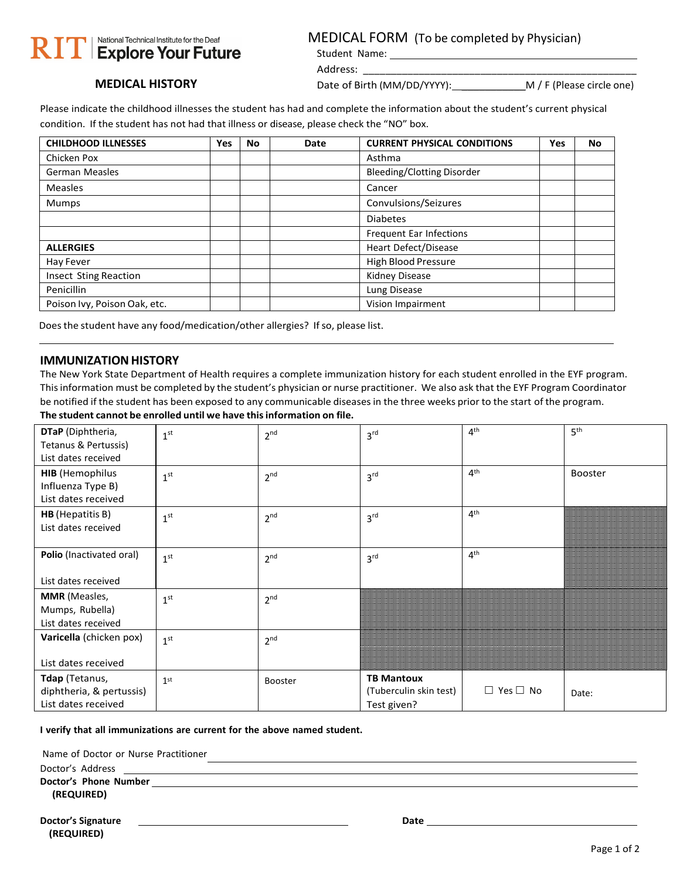RIT | National Technical Institute for the Deaf **Explore Your Future**

# MEDICAL FORM (To be completed by Physician)

Student Name: ______________________________________________

Address: ______________________________________________

Date of Birth (MM/DD/YYYY): ____________ M / F (Please circle one)

## MEDICAL HISTORY

Please indicate the childhood illnesses the student has had and complete the information about the student's current physical condition. If the student has not had that illness or disease, please check the "NO" box.

| CHILDHOOD ILLNESSES | Yes | No | Date | CURRENT PHYSICAL CONDITIONS | Yes | No |
|---|---|---|---|---|---|---|
| Chicken Pox | | | | Asthma | | |
| German Measles | | | | Bleeding/Clotting Disorder | | |
| Measles | | | | Cancer | | |
| Mumps | | | | Convulsions/Seizures | | |
| | | | | Diabetes | | |
| | | | | Frequent Ear Infections | | |
| **ALLERGIES** | | | | Heart Defect/Disease | | |
| Hay Fever | | | | High Blood Pressure | | |
| Insect Sting Reaction | | | | Kidney Disease | | |
| Penicillin | | | | Lung Disease | | |
| Poison Ivy, Poison Oak, etc. | | | | Vision Impairment | | |

Does the student have any food/medication/other allergies? If so, please list.

______________________________________________

## IMMUNIZATION HISTORY

The New York State Department of Health requires a complete immunization history for each student enrolled in the EYF program. This information must be completed by the student's physician or nurse practitioner. We also ask that the EYF Program Coordinator be notified if the student has been exposed to any communicable diseases in the three weeks prior to the start of the program.

**The student cannot be enrolled until we have this information on file.**

| | | | | | |
|---|---|---|---|---|---|
| **DTaP** (Diphtheria, Tetanus & Pertussis) List dates received | 1st | 2nd | 3rd | 4th | 5th |
| **HIB** (Hemophilus Influenza Type B) List dates received | 1st | 2nd | 3rd | 4th | Booster |
| **HB** (Hepatitis B) List dates received | 1st | 2nd | 3rd | 4th | |
| **Polio** (Inactivated oral) List dates received | 1st | 2nd | 3rd | 4th | |
| **MMR** (Measles, Mumps, Rubella) List dates received | 1st | 2nd | | | |
| **Varicella** (chicken pox) List dates received | 1st | 2nd | | | |
| **Tdap** (Tetanus, diphtheria, & pertussis) List dates received | 1st | Booster | **TB Mantoux** (Tuberculin skin test) Test given? | ☐ Yes ☐ No | Date: |

**I verify that all immunizations are current for the above named student.**

Name of Doctor or Nurse Practitioner ______________________________________________

Doctor's Address ______________________________________________

**Doctor's Phone Number (REQUIRED)** ______________________________________________

**Doctor's Signature (REQUIRED)** ______________________ **Date** ______________________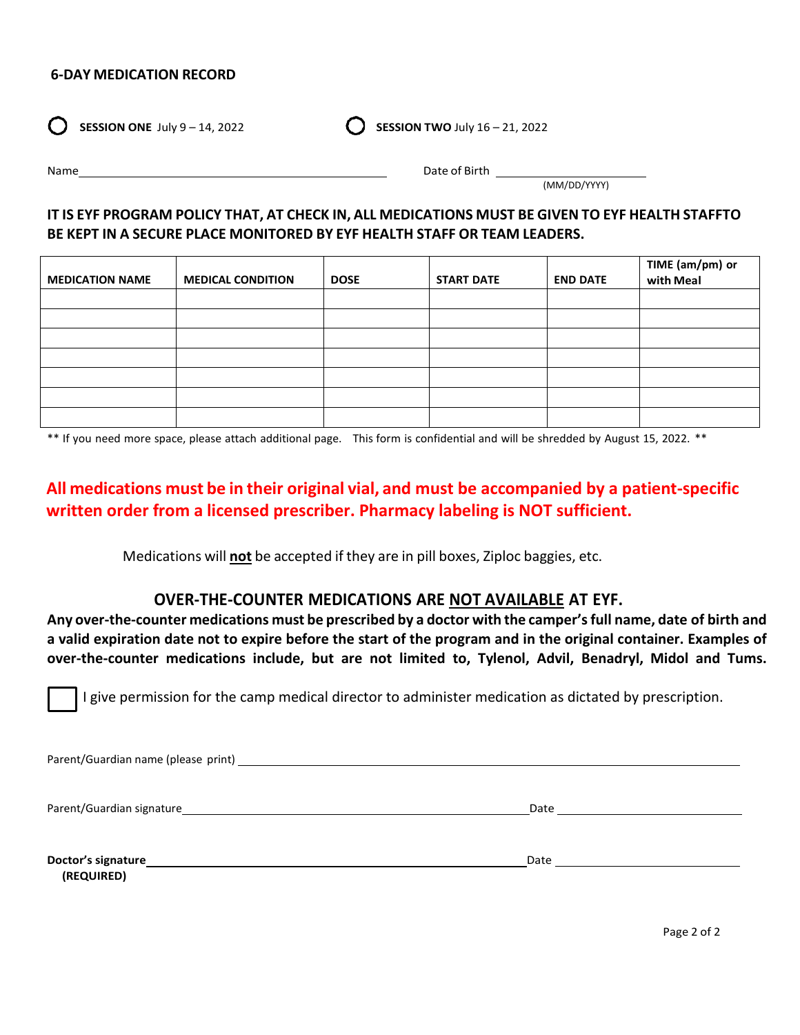## 6-DAY MEDICATION RECORD

○ **SESSION ONE** July 9 – 14, 2022 ○ **SESSION TWO** July 16 – 21, 2022

Name \_\_\_\_\_\_\_\_\_\_\_\_\_\_\_\_\_\_\_\_\_\_\_\_\_\_\_\_\_\_\_\_ Date of Birth \_\_\_\_\_\_\_\_\_\_\_\_\_\_\_\_\_\_ (MM/DD/YYYY)

**IT IS EYF PROGRAM POLICY THAT, AT CHECK IN, ALL MEDICATIONS MUST BE GIVEN TO EYF HEALTH STAFFTO BE KEPT IN A SECURE PLACE MONITORED BY EYF HEALTH STAFF OR TEAM LEADERS.**

| MEDICATION NAME | MEDICAL CONDITION | DOSE | START DATE | END DATE | TIME (am/pm) or with Meal |
|---|---|---|---|---|---|
| | | | | | |
| | | | | | |
| | | | | | |
| | | | | | |
| | | | | | |
| | | | | | |
| | | | | | |

** If you need more space, please attach additional page. This form is confidential and will be shredded by August 15, 2022. **

**All medications must be in their original vial, and must be accompanied by a patient-specific written order from a licensed prescriber. Pharmacy labeling is NOT sufficient.**

Medications will **not** be accepted if they are in pill boxes, Ziploc baggies, etc.

### OVER-THE-COUNTER MEDICATIONS ARE NOT AVAILABLE AT EYF.

**Any over-the-counter medications must be prescribed by a doctor with the camper's full name, date of birth and a valid expiration date not to expire before the start of the program and in the original container. Examples of over-the-counter medications include, but are not limited to, Tylenol, Advil, Benadryl, Midol and Tums.**

☐ I give permission for the camp medical director to administer medication as dictated by prescription.

Parent/Guardian name (please print) \_\_\_\_\_\_\_\_\_\_\_\_\_\_\_\_\_\_\_\_\_\_\_\_\_\_\_\_\_\_\_\_

Parent/Guardian signature \_\_\_\_\_\_\_\_\_\_\_\_\_\_\_\_\_\_\_\_\_\_\_\_\_\_\_\_\_\_\_\_ Date \_\_\_\_\_\_\_\_\_\_\_\_\_\_\_\_

**Doctor's signature** \_\_\_\_\_\_\_\_\_\_\_\_\_\_\_\_\_\_\_\_\_\_\_\_\_\_\_\_\_\_\_\_ Date \_\_\_\_\_\_\_\_\_\_\_\_\_\_\_\_
**(REQUIRED)**